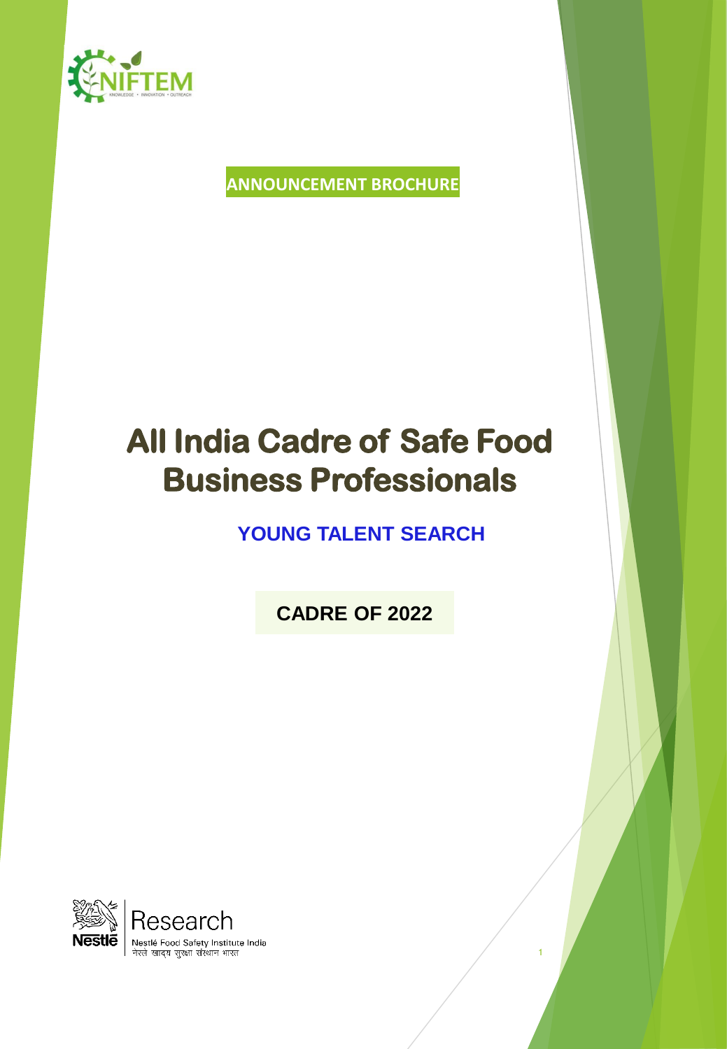NIFTEM

KNOWLEDGE • INNOVATION • OUTREACH

**ANNOUNCEMENT BROCHURE**

# All India Cadre of Safe Food Business Professionals

## YOUNG TALENT SEARCH

**CADRE OF 2022**

Nestlé Research

Nestlé Food Safety Institute India

नेस्ले खाद्य सुरक्षा संस्थान भारत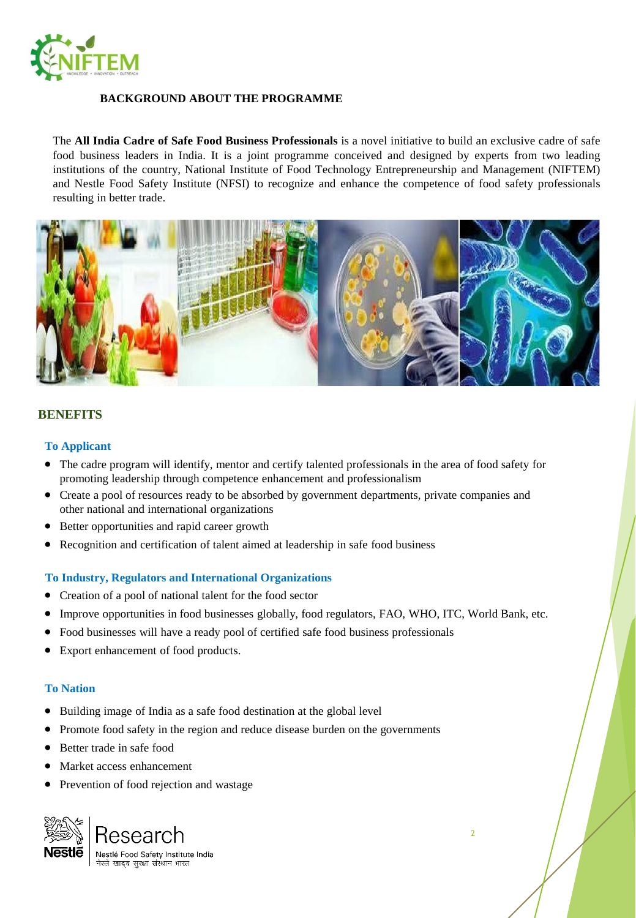## BACKGROUND ABOUT THE PROGRAMME

The **All India Cadre of Safe Food Business Professionals** is a novel initiative to build an exclusive cadre of safe food business leaders in India. It is a joint programme conceived and designed by experts from two leading institutions of the country, National Institute of Food Technology Entrepreneurship and Management (NIFTEM) and Nestle Food Safety Institute (NFSI) to recognize and enhance the competence of food safety professionals resulting in better trade.

## BENEFITS

### To Applicant

- The cadre program will identify, mentor and certify talented professionals in the area of food safety for promoting leadership through competence enhancement and professionalism
- Create a pool of resources ready to be absorbed by government departments, private companies and other national and international organizations
- Better opportunities and rapid career growth
- Recognition and certification of talent aimed at leadership in safe food business

### To Industry, Regulators and International Organizations

- Creation of a pool of national talent for the food sector
- Improve opportunities in food businesses globally, food regulators, FAO, WHO, ITC, World Bank, etc.
- Food businesses will have a ready pool of certified safe food business professionals
- Export enhancement of food products.

### To Nation

- Building image of India as a safe food destination at the global level
- Promote food safety in the region and reduce disease burden on the governments
- Better trade in safe food
- Market access enhancement
- Prevention of food rejection and wastage

Research
Nestlé Food Safety Institute India
नेस्ले खाद्य सुरक्षा संस्थान भारत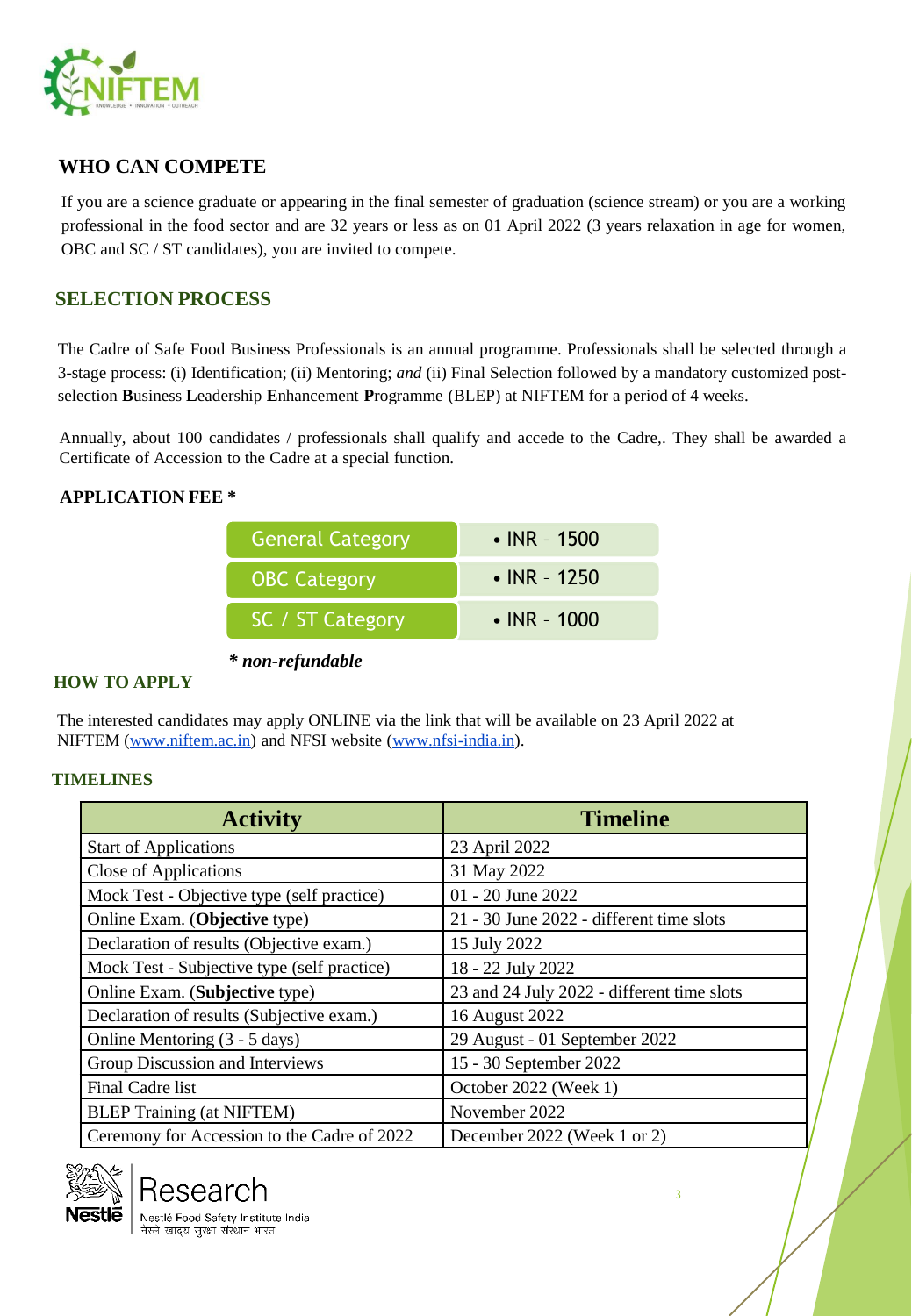## WHO CAN COMPETE

If you are a science graduate or appearing in the final semester of graduation (science stream) or you are a working professional in the food sector and are 32 years or less as on 01 April 2022 (3 years relaxation in age for women, OBC and SC / ST candidates), you are invited to compete.

## SELECTION PROCESS

The Cadre of Safe Food Business Professionals is an annual programme. Professionals shall be selected through a 3-stage process: (i) Identification; (ii) Mentoring; *and* (ii) Final Selection followed by a mandatory customized post-selection **B**usiness **L**eadership **E**nhancement **P**rogramme (BLEP) at NIFTEM for a period of 4 weeks.

Annually, about 100 candidates / professionals shall qualify and accede to the Cadre,. They shall be awarded a Certificate of Accession to the Cadre at a special function.

### APPLICATION FEE *

| Category | Fee |
|---|---|
| General Category | • INR - 1500 |
| OBC Category | • INR - 1250 |
| SC / ST Category | • INR - 1000 |

***non-refundable***

## HOW TO APPLY

The interested candidates may apply ONLINE via the link that will be available on 23 April 2022 at NIFTEM (www.niftem.ac.in) and NFSI website (www.nfsi-india.in).

## TIMELINES

| Activity | Timeline |
|---|---|
| Start of Applications | 23 April 2022 |
| Close of Applications | 31 May 2022 |
| Mock Test - Objective type (self practice) | 01 - 20 June 2022 |
| Online Exam. (**Objective** type) | 21 - 30 June 2022 - different time slots |
| Declaration of results (Objective exam.) | 15 July 2022 |
| Mock Test - Subjective type (self practice) | 18 - 22 July 2022 |
| Online Exam. (**Subjective** type) | 23 and 24 July 2022 - different time slots |
| Declaration of results (Subjective exam.) | 16 August 2022 |
| Online Mentoring (3 - 5 days) | 29 August - 01 September 2022 |
| Group Discussion and Interviews | 15 - 30 September 2022 |
| Final Cadre list | October 2022 (Week 1) |
| BLEP Training (at NIFTEM) | November 2022 |
| Ceremony for Accession to the Cadre of 2022 | December 2022 (Week 1 or 2) |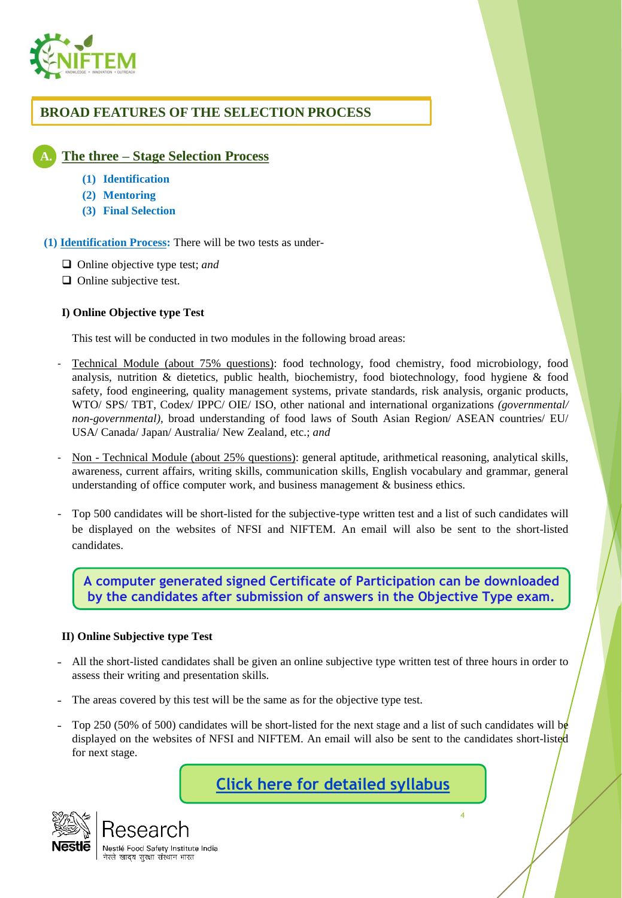## BROAD FEATURES OF THE SELECTION PROCESS

### A. The three – Stage Selection Process

1. **Identification**
2. **Mentoring**
3. **Final Selection**

**(1) Identification Process:** There will be two tests as under-

- ❑ Online objective type test; *and*
- ❑ Online subjective test.

#### I) Online Objective type Test

This test will be conducted in two modules in the following broad areas:

- Technical Module (about 75% questions): food technology, food chemistry, food microbiology, food analysis, nutrition & dietetics, public health, biochemistry, food biotechnology, food hygiene & food safety, food engineering, quality management systems, private standards, risk analysis, organic products, WTO/ SPS/ TBT, Codex/ IPPC/ OIE/ ISO, other national and international organizations *(governmental/ non-governmental),* broad understanding of food laws of South Asian Region/ ASEAN countries/ EU/ USA/ Canada/ Japan/ Australia/ New Zealand, etc.; *and*

- Non - Technical Module (about 25% questions): general aptitude, arithmetical reasoning, analytical skills, awareness, current affairs, writing skills, communication skills, English vocabulary and grammar, general understanding of office computer work, and business management & business ethics.

- Top 500 candidates will be short-listed for the subjective-type written test and a list of such candidates will be displayed on the websites of NFSI and NIFTEM. An email will also be sent to the short-listed candidates.

**A computer generated signed Certificate of Participation can be downloaded by the candidates after submission of answers in the Objective Type exam.**

#### II) Online Subjective type Test

- All the short-listed candidates shall be given an online subjective type written test of three hours in order to assess their writing and presentation skills.

- The areas covered by this test will be the same as for the objective type test.

- Top 250 (50% of 500) candidates will be short-listed for the next stage and a list of such candidates will be displayed on the websites of NFSI and NIFTEM. An email will also be sent to the candidates short-listed for next stage.

**Click here for detailed syllabus**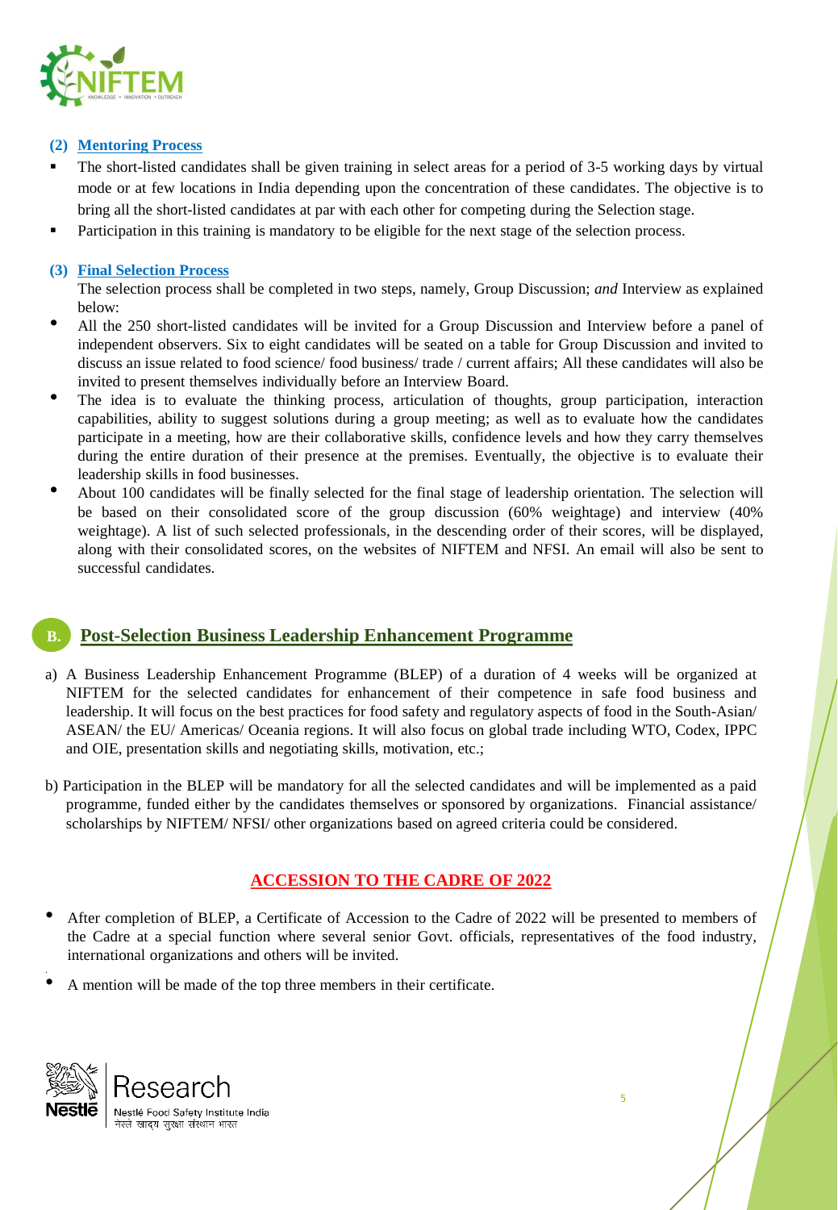### (2) Mentoring Process

- The short-listed candidates shall be given training in select areas for a period of 3-5 working days by virtual mode or at few locations in India depending upon the concentration of these candidates. The objective is to bring all the short-listed candidates at par with each other for competing during the Selection stage.
- Participation in this training is mandatory to be eligible for the next stage of the selection process.

### (3) Final Selection Process

The selection process shall be completed in two steps, namely, Group Discussion; *and* Interview as explained below:

- All the 250 short-listed candidates will be invited for a Group Discussion and Interview before a panel of independent observers. Six to eight candidates will be seated on a table for Group Discussion and invited to discuss an issue related to food science/ food business/ trade / current affairs; All these candidates will also be invited to present themselves individually before an Interview Board.
- The idea is to evaluate the thinking process, articulation of thoughts, group participation, interaction capabilities, ability to suggest solutions during a group meeting; as well as to evaluate how the candidates participate in a meeting, how are their collaborative skills, confidence levels and how they carry themselves during the entire duration of their presence at the premises. Eventually, the objective is to evaluate their leadership skills in food businesses.
- About 100 candidates will be finally selected for the final stage of leadership orientation. The selection will be based on their consolidated score of the group discussion (60% weightage) and interview (40% weightage). A list of such selected professionals, in the descending order of their scores, will be displayed, along with their consolidated scores, on the websites of NIFTEM and NFSI. An email will also be sent to successful candidates.

## B. Post-Selection Business Leadership Enhancement Programme

a) A Business Leadership Enhancement Programme (BLEP) of a duration of 4 weeks will be organized at NIFTEM for the selected candidates for enhancement of their competence in safe food business and leadership. It will focus on the best practices for food safety and regulatory aspects of food in the South-Asian/ ASEAN/ the EU/ Americas/ Oceania regions. It will also focus on global trade including WTO, Codex, IPPC and OIE, presentation skills and negotiating skills, motivation, etc.;

b) Participation in the BLEP will be mandatory for all the selected candidates and will be implemented as a paid programme, funded either by the candidates themselves or sponsored by organizations. Financial assistance/ scholarships by NIFTEM/ NFSI/ other organizations based on agreed criteria could be considered.

## ACCESSION TO THE CADRE OF 2022

- After completion of BLEP, a Certificate of Accession to the Cadre of 2022 will be presented to members of the Cadre at a special function where several senior Govt. officials, representatives of the food industry, international organizations and others will be invited.
- A mention will be made of the top three members in their certificate.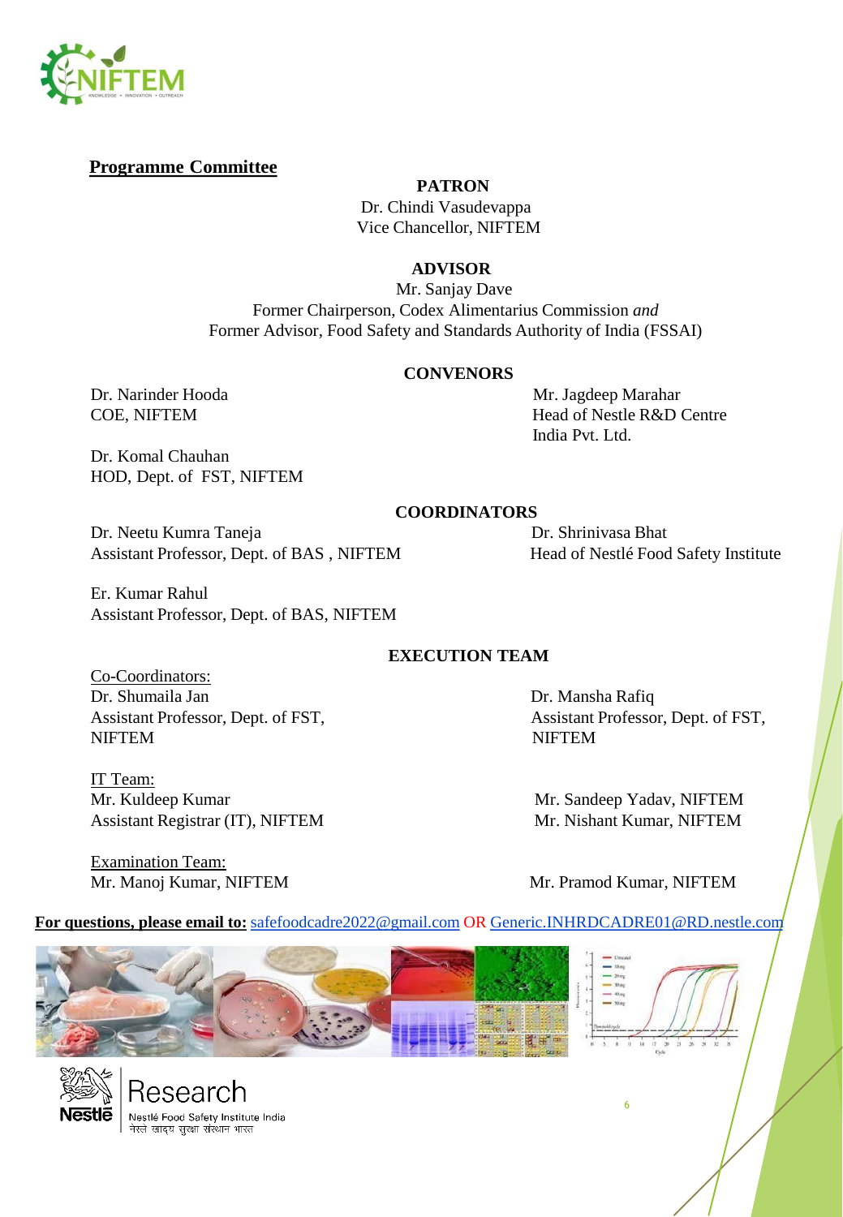## Programme Committee

**PATRON**

Dr. Chindi Vasudevappa
Vice Chancellor, NIFTEM

**ADVISOR**

Mr. Sanjay Dave
Former Chairperson, Codex Alimentarius Commission *and*
Former Advisor, Food Safety and Standards Authority of India (FSSAI)

**CONVENORS**

Dr. Narinder Hooda
COE, NIFTEM

Dr. Komal Chauhan
HOD, Dept. of FST, NIFTEM

Mr. Jagdeep Marahar
Head of Nestle R&D Centre India Pvt. Ltd.

**COORDINATORS**

Dr. Neetu Kumra Taneja
Assistant Professor, Dept. of BAS , NIFTEM

Er. Kumar Rahul
Assistant Professor, Dept. of BAS, NIFTEM

Dr. Shrinivasa Bhat
Head of Nestlé Food Safety Institute

**EXECUTION TEAM**

Co-Coordinators:

Dr. Shumaila Jan
Assistant Professor, Dept. of FST, NIFTEM

Dr. Mansha Rafiq
Assistant Professor, Dept. of FST, NIFTEM

IT Team:

Mr. Kuldeep Kumar
Assistant Registrar (IT), NIFTEM

Mr. Sandeep Yadav, NIFTEM
Mr. Nishant Kumar, NIFTEM

Examination Team:

Mr. Manoj Kumar, NIFTEM

Mr. Pramod Kumar, NIFTEM

**For questions, please email to:** safefoodcadre2022@gmail.com OR Generic.INHRDCADRE01@RD.nestle.com

Research
Nestlé Food Safety Institute India
नेस्ले खाद्य सुरक्षा संस्थान भारत